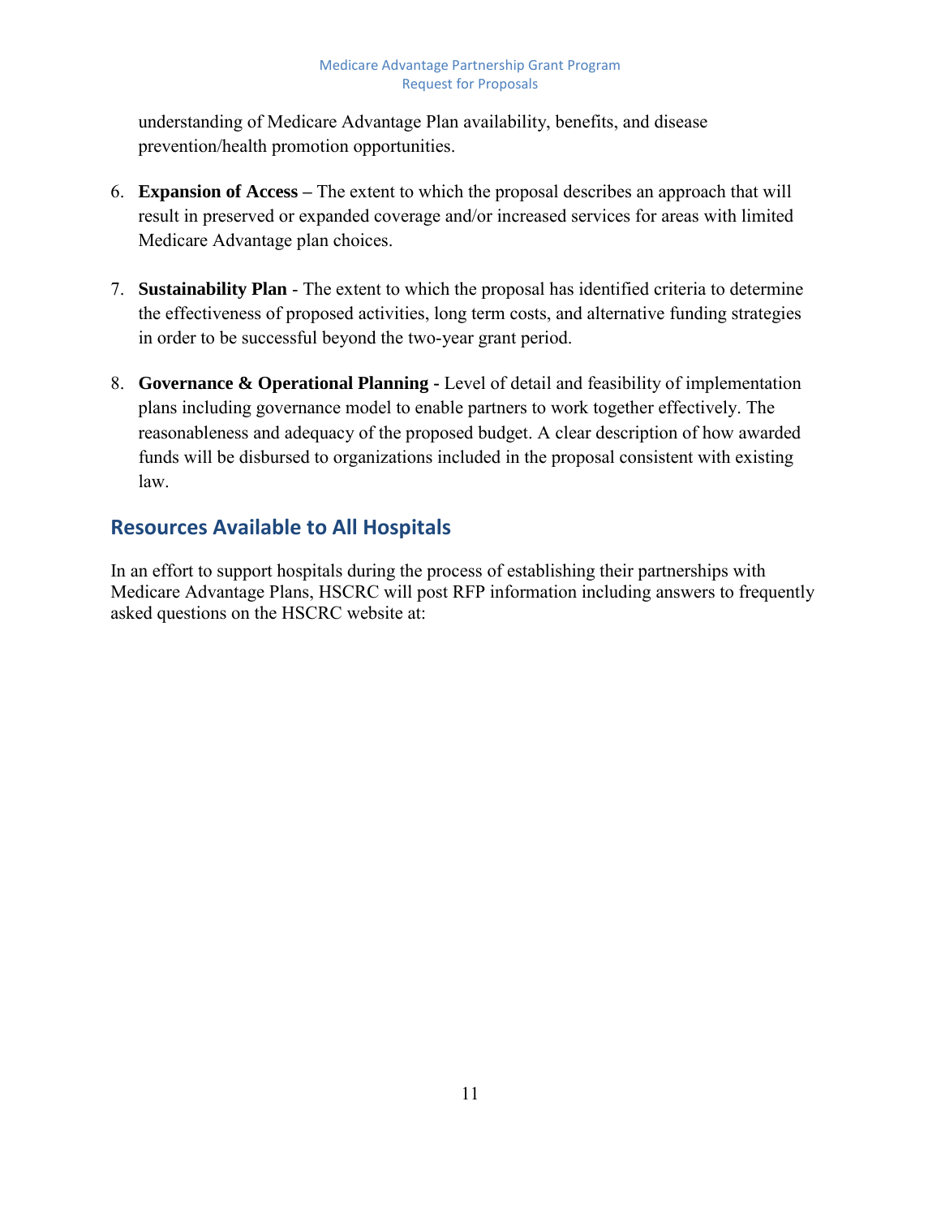understanding of Medicare Advantage Plan availability, benefits, and disease prevention/health promotion opportunities.

6. **Expansion of Access –** The extent to which the proposal describes an approach that will result in preserved or expanded coverage and/or increased services for areas with limited Medicare Advantage plan choices.

7. **Sustainability Plan** - The extent to which the proposal has identified criteria to determine the effectiveness of proposed activities, long term costs, and alternative funding strategies in order to be successful beyond the two-year grant period.

8. **Governance & Operational Planning -** Level of detail and feasibility of implementation plans including governance model to enable partners to work together effectively. The reasonableness and adequacy of the proposed budget. A clear description of how awarded funds will be disbursed to organizations included in the proposal consistent with existing law.

## Resources Available to All Hospitals

In an effort to support hospitals during the process of establishing their partnerships with Medicare Advantage Plans, HSCRC will post RFP information including answers to frequently asked questions on the HSCRC website at: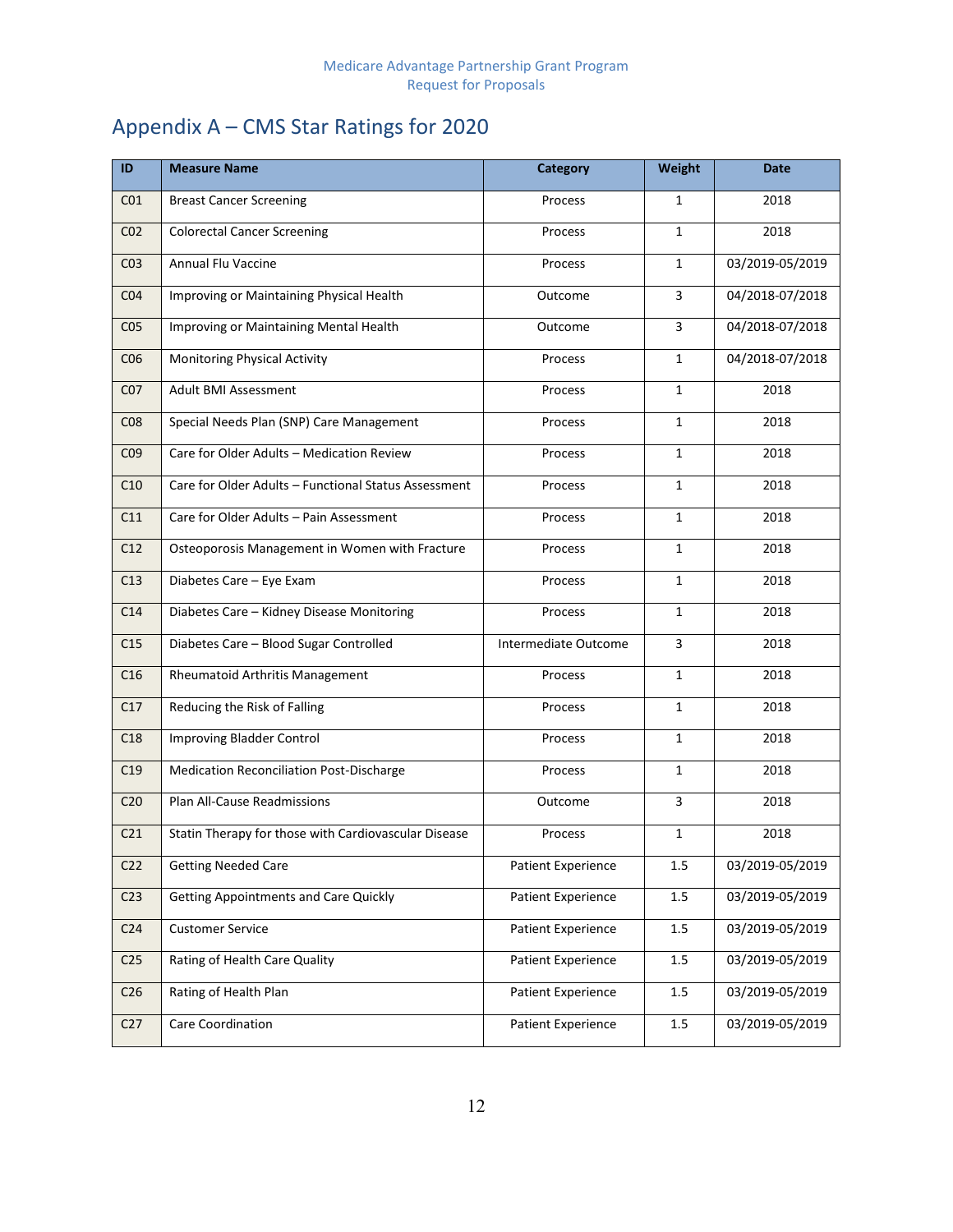# Appendix A – CMS Star Ratings for 2020

| ID | Measure Name | Category | Weight | Date |
|---|---|---|---|---|
| C01 | Breast Cancer Screening | Process | 1 | 2018 |
| C02 | Colorectal Cancer Screening | Process | 1 | 2018 |
| C03 | Annual Flu Vaccine | Process | 1 | 03/2019-05/2019 |
| C04 | Improving or Maintaining Physical Health | Outcome | 3 | 04/2018-07/2018 |
| C05 | Improving or Maintaining Mental Health | Outcome | 3 | 04/2018-07/2018 |
| C06 | Monitoring Physical Activity | Process | 1 | 04/2018-07/2018 |
| C07 | Adult BMI Assessment | Process | 1 | 2018 |
| C08 | Special Needs Plan (SNP) Care Management | Process | 1 | 2018 |
| C09 | Care for Older Adults – Medication Review | Process | 1 | 2018 |
| C10 | Care for Older Adults – Functional Status Assessment | Process | 1 | 2018 |
| C11 | Care for Older Adults – Pain Assessment | Process | 1 | 2018 |
| C12 | Osteoporosis Management in Women with Fracture | Process | 1 | 2018 |
| C13 | Diabetes Care – Eye Exam | Process | 1 | 2018 |
| C14 | Diabetes Care – Kidney Disease Monitoring | Process | 1 | 2018 |
| C15 | Diabetes Care – Blood Sugar Controlled | Intermediate Outcome | 3 | 2018 |
| C16 | Rheumatoid Arthritis Management | Process | 1 | 2018 |
| C17 | Reducing the Risk of Falling | Process | 1 | 2018 |
| C18 | Improving Bladder Control | Process | 1 | 2018 |
| C19 | Medication Reconciliation Post-Discharge | Process | 1 | 2018 |
| C20 | Plan All-Cause Readmissions | Outcome | 3 | 2018 |
| C21 | Statin Therapy for those with Cardiovascular Disease | Process | 1 | 2018 |
| C22 | Getting Needed Care | Patient Experience | 1.5 | 03/2019-05/2019 |
| C23 | Getting Appointments and Care Quickly | Patient Experience | 1.5 | 03/2019-05/2019 |
| C24 | Customer Service | Patient Experience | 1.5 | 03/2019-05/2019 |
| C25 | Rating of Health Care Quality | Patient Experience | 1.5 | 03/2019-05/2019 |
| C26 | Rating of Health Plan | Patient Experience | 1.5 | 03/2019-05/2019 |
| C27 | Care Coordination | Patient Experience | 1.5 | 03/2019-05/2019 |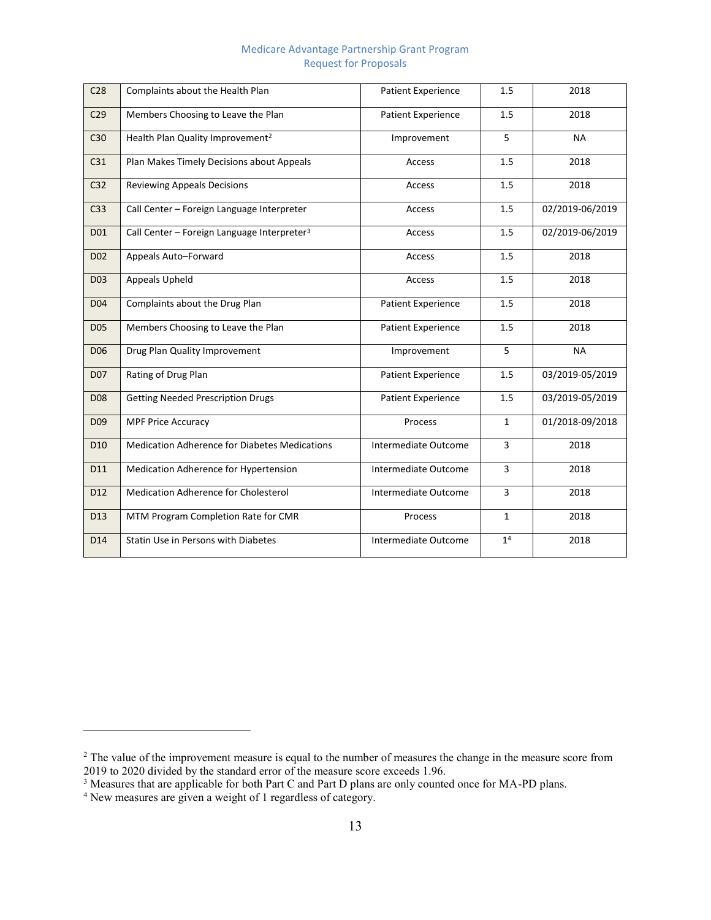| | | | | |
|---|---|---|---|---|
| C28 | Complaints about the Health Plan | Patient Experience | 1.5 | 2018 |
| C29 | Members Choosing to Leave the Plan | Patient Experience | 1.5 | 2018 |
| C30 | Health Plan Quality Improvement[2] | Improvement | 5 | NA |
| C31 | Plan Makes Timely Decisions about Appeals | Access | 1.5 | 2018 |
| C32 | Reviewing Appeals Decisions | Access | 1.5 | 2018 |
| C33 | Call Center – Foreign Language Interpreter | Access | 1.5 | 02/2019-06/2019 |
| D01 | Call Center – Foreign Language Interpreter[3] | Access | 1.5 | 02/2019-06/2019 |
| D02 | Appeals Auto–Forward | Access | 1.5 | 2018 |
| D03 | Appeals Upheld | Access | 1.5 | 2018 |
| D04 | Complaints about the Drug Plan | Patient Experience | 1.5 | 2018 |
| D05 | Members Choosing to Leave the Plan | Patient Experience | 1.5 | 2018 |
| D06 | Drug Plan Quality Improvement | Improvement | 5 | NA |
| D07 | Rating of Drug Plan | Patient Experience | 1.5 | 03/2019-05/2019 |
| D08 | Getting Needed Prescription Drugs | Patient Experience | 1.5 | 03/2019-05/2019 |
| D09 | MPF Price Accuracy | Process | 1 | 01/2018-09/2018 |
| D10 | Medication Adherence for Diabetes Medications | Intermediate Outcome | 3 | 2018 |
| D11 | Medication Adherence for Hypertension | Intermediate Outcome | 3 | 2018 |
| D12 | Medication Adherence for Cholesterol | Intermediate Outcome | 3 | 2018 |
| D13 | MTM Program Completion Rate for CMR | Process | 1 | 2018 |
| D14 | Statin Use in Persons with Diabetes | Intermediate Outcome | 1[4] | 2018 |

[2] The value of the improvement measure is equal to the number of measures the change in the measure score from 2019 to 2020 divided by the standard error of the measure score exceeds 1.96.

[3] Measures that are applicable for both Part C and Part D plans are only counted once for MA-PD plans.

[4] New measures are given a weight of 1 regardless of category.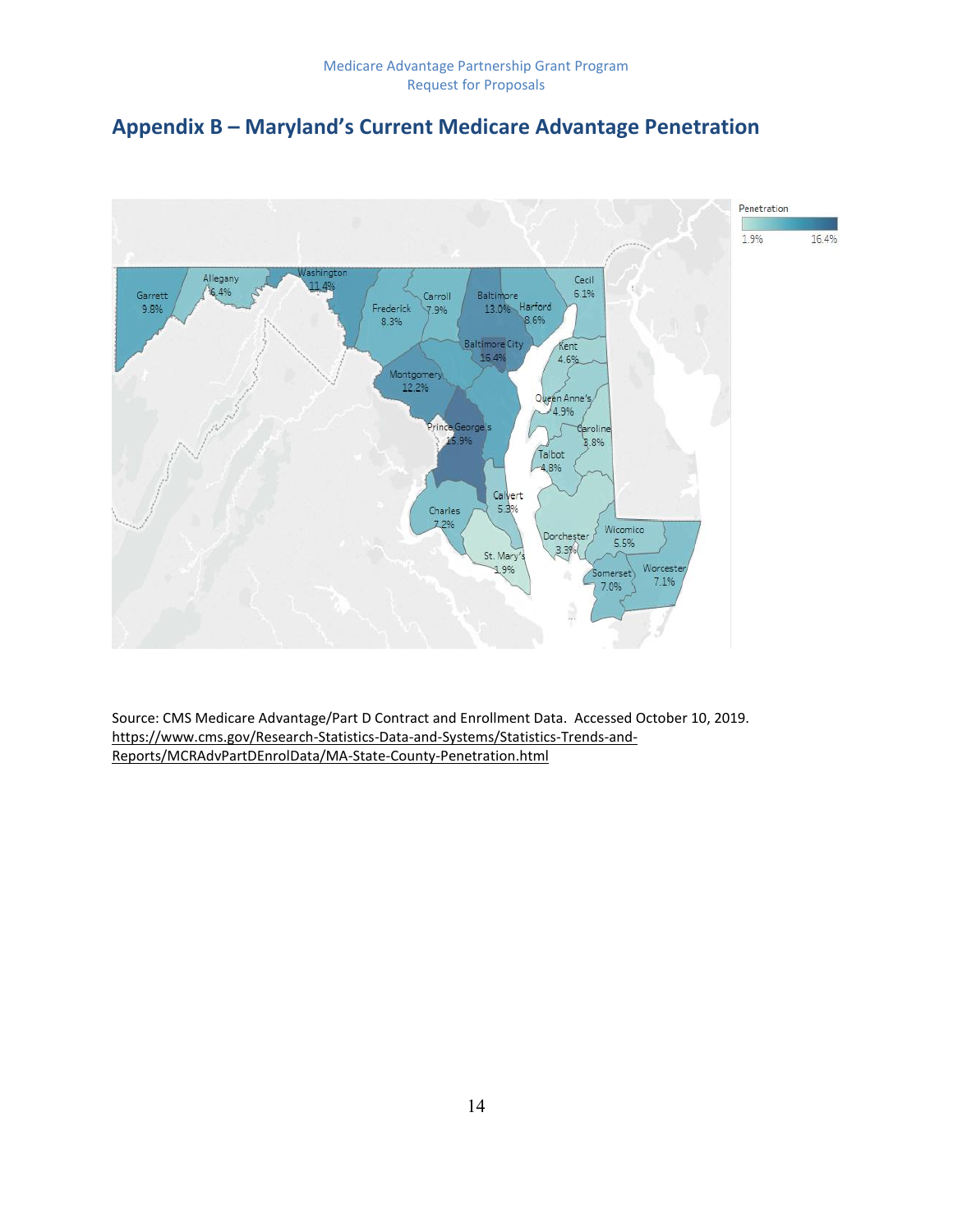## Appendix B – Maryland's Current Medicare Advantage Penetration

Penetration

1.9% 16.4%

Garrett 9.8%
Allegany 6.4%
Washington 11.4%
Frederick 8.3%
Carroll 7.9%
Baltimore 13.0%
Harford 8.6%
Cecil 6.1%
Baltimore City 16.4%
Kent 4.6%
Montgomery 12.2%
Queen Anne's 4.9%
Caroline 3.8%
Prince George's 15.9%
Talbot 4.8%
Calvert 5.3%
Charles 7.2%
St. Mary's 1.9%
Dorchester 3.3%
Wicomico 5.5%
Somerset 7.0%
Worcester 7.1%

Source: CMS Medicare Advantage/Part D Contract and Enrollment Data. Accessed October 10, 2019. https://www.cms.gov/Research-Statistics-Data-and-Systems/Statistics-Trends-and-Reports/MCRAdvPartDEnrolData/MA-State-County-Penetration.html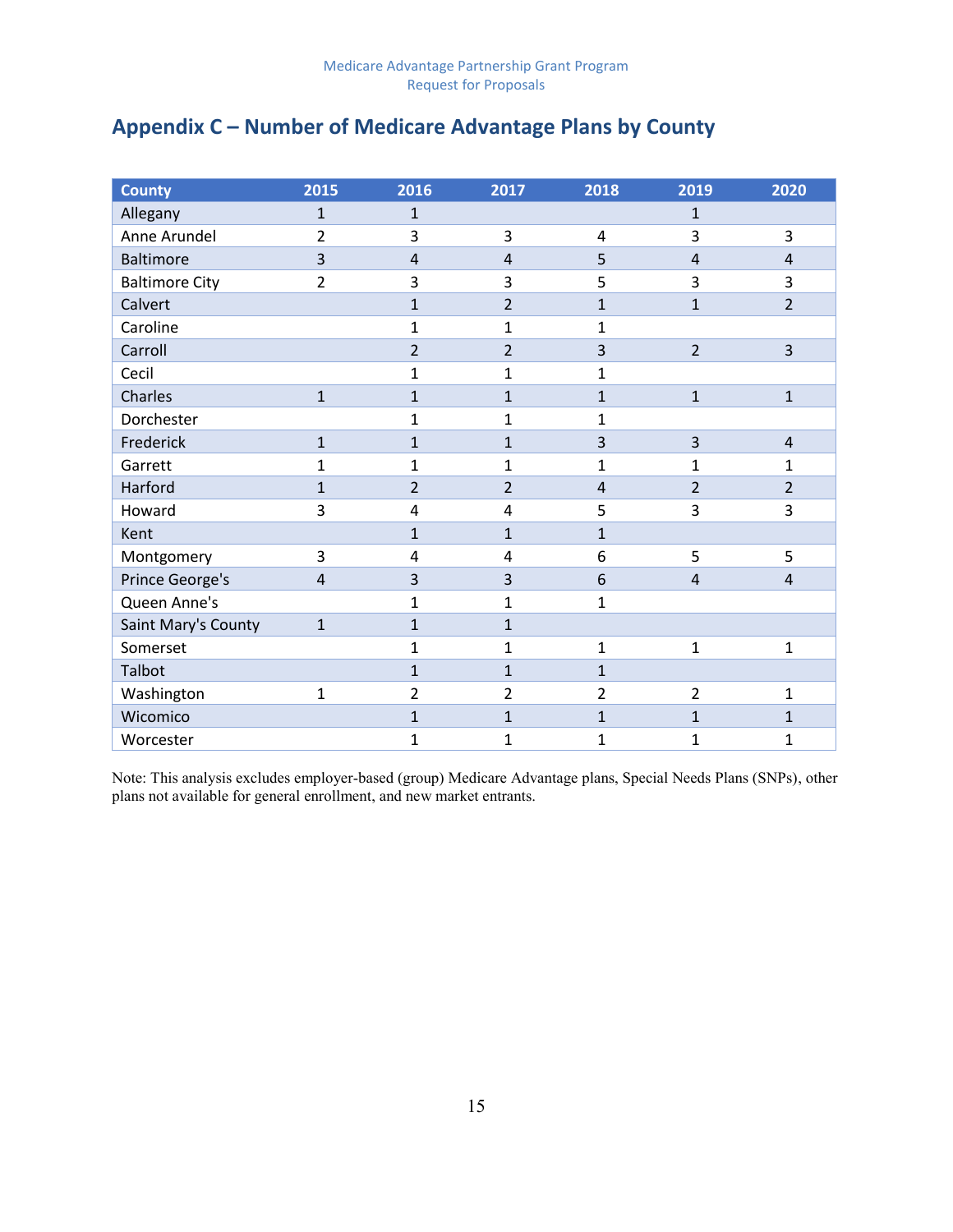## Appendix C – Number of Medicare Advantage Plans by County

| County | 2015 | 2016 | 2017 | 2018 | 2019 | 2020 |
|---|---|---|---|---|---|---|
| Allegany | 1 | 1 | | | 1 | |
| Anne Arundel | 2 | 3 | 3 | 4 | 3 | 3 |
| Baltimore | 3 | 4 | 4 | 5 | 4 | 4 |
| Baltimore City | 2 | 3 | 3 | 5 | 3 | 3 |
| Calvert | | 1 | 2 | 1 | 1 | 2 |
| Caroline | | 1 | 1 | 1 | | |
| Carroll | | 2 | 2 | 3 | 2 | 3 |
| Cecil | | 1 | 1 | 1 | | |
| Charles | 1 | 1 | 1 | 1 | 1 | 1 |
| Dorchester | | 1 | 1 | 1 | | |
| Frederick | 1 | 1 | 1 | 3 | 3 | 4 |
| Garrett | 1 | 1 | 1 | 1 | 1 | 1 |
| Harford | 1 | 2 | 2 | 4 | 2 | 2 |
| Howard | 3 | 4 | 4 | 5 | 3 | 3 |
| Kent | | 1 | 1 | 1 | | |
| Montgomery | 3 | 4 | 4 | 6 | 5 | 5 |
| Prince George's | 4 | 3 | 3 | 6 | 4 | 4 |
| Queen Anne's | | 1 | 1 | 1 | | |
| Saint Mary's County | 1 | 1 | 1 | | | |
| Somerset | | 1 | 1 | 1 | 1 | 1 |
| Talbot | | 1 | 1 | 1 | | |
| Washington | 1 | 2 | 2 | 2 | 2 | 1 |
| Wicomico | | 1 | 1 | 1 | 1 | 1 |
| Worcester | | 1 | 1 | 1 | 1 | 1 |

Note: This analysis excludes employer-based (group) Medicare Advantage plans, Special Needs Plans (SNPs), other plans not available for general enrollment, and new market entrants.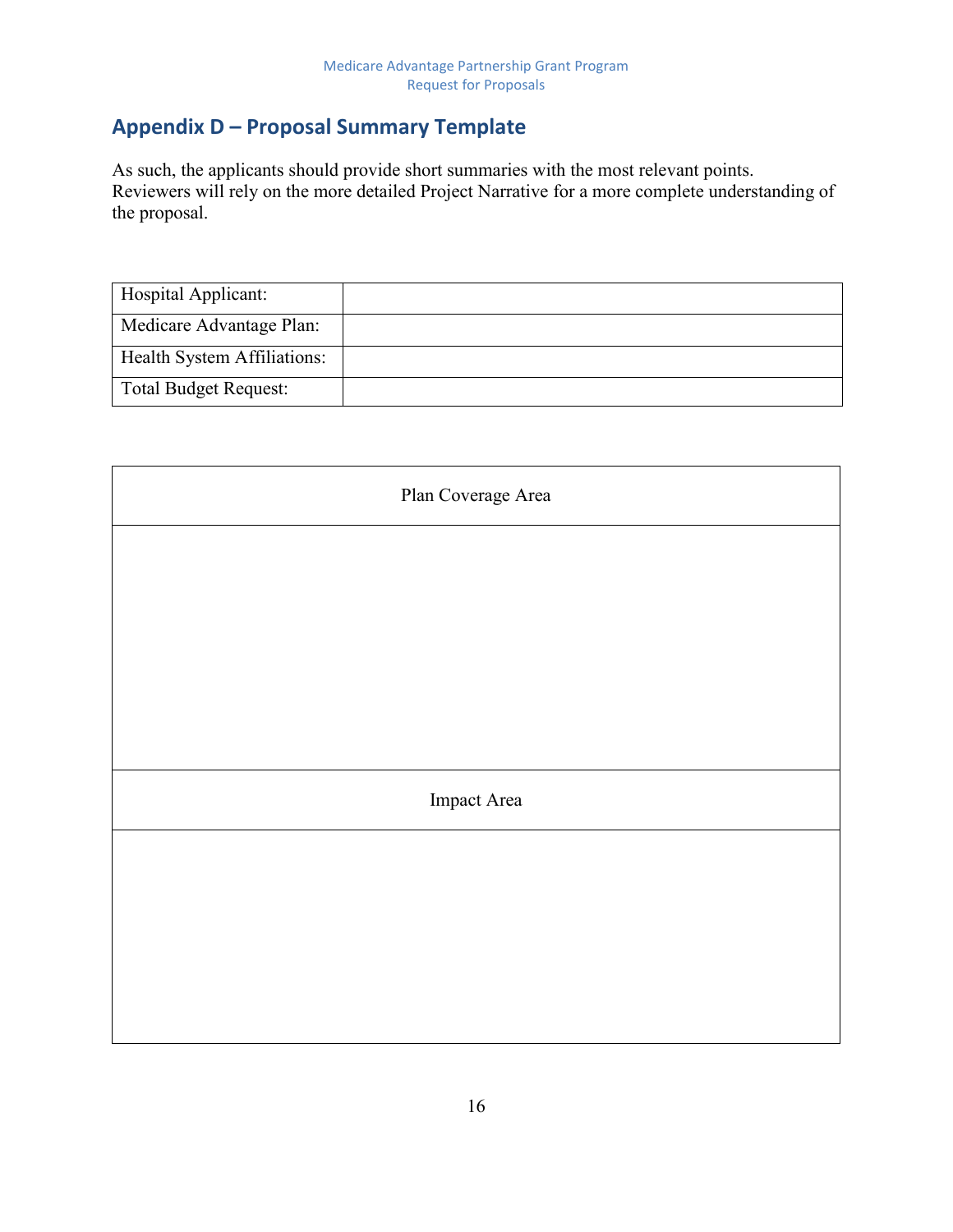## Appendix D – Proposal Summary Template

As such, the applicants should provide short summaries with the most relevant points. Reviewers will rely on the more detailed Project Narrative for a more complete understanding of the proposal.

| Hospital Applicant: | |
|---|---|
| Medicare Advantage Plan: | |
| Health System Affiliations: | |
| Total Budget Request: | |

| Plan Coverage Area |
|---|
| |
| Impact Area |
| |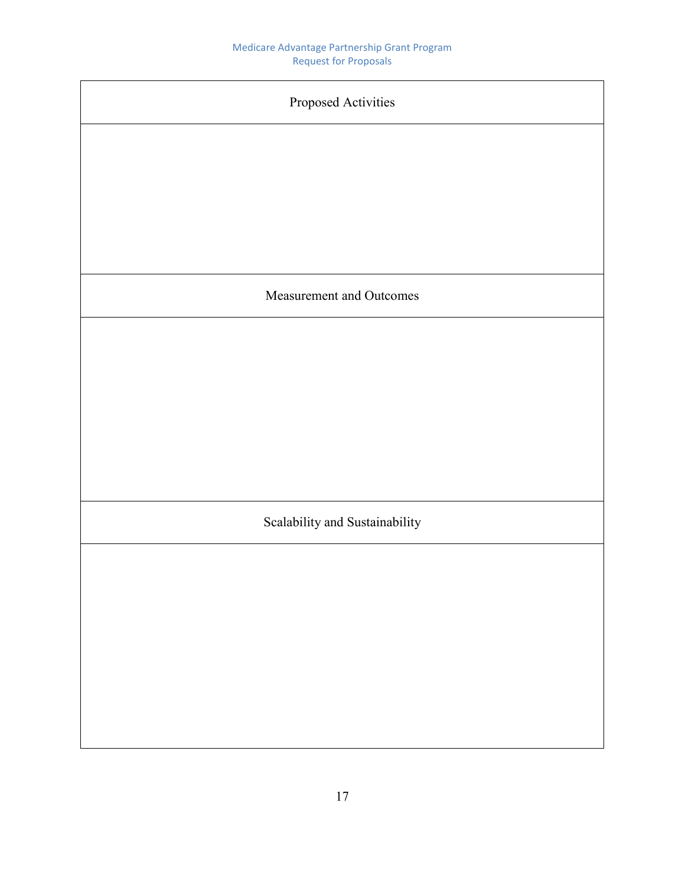| Proposed Activities |
| --- |
| |
| Measurement and Outcomes |
| |
| Scalability and Sustainability |
| |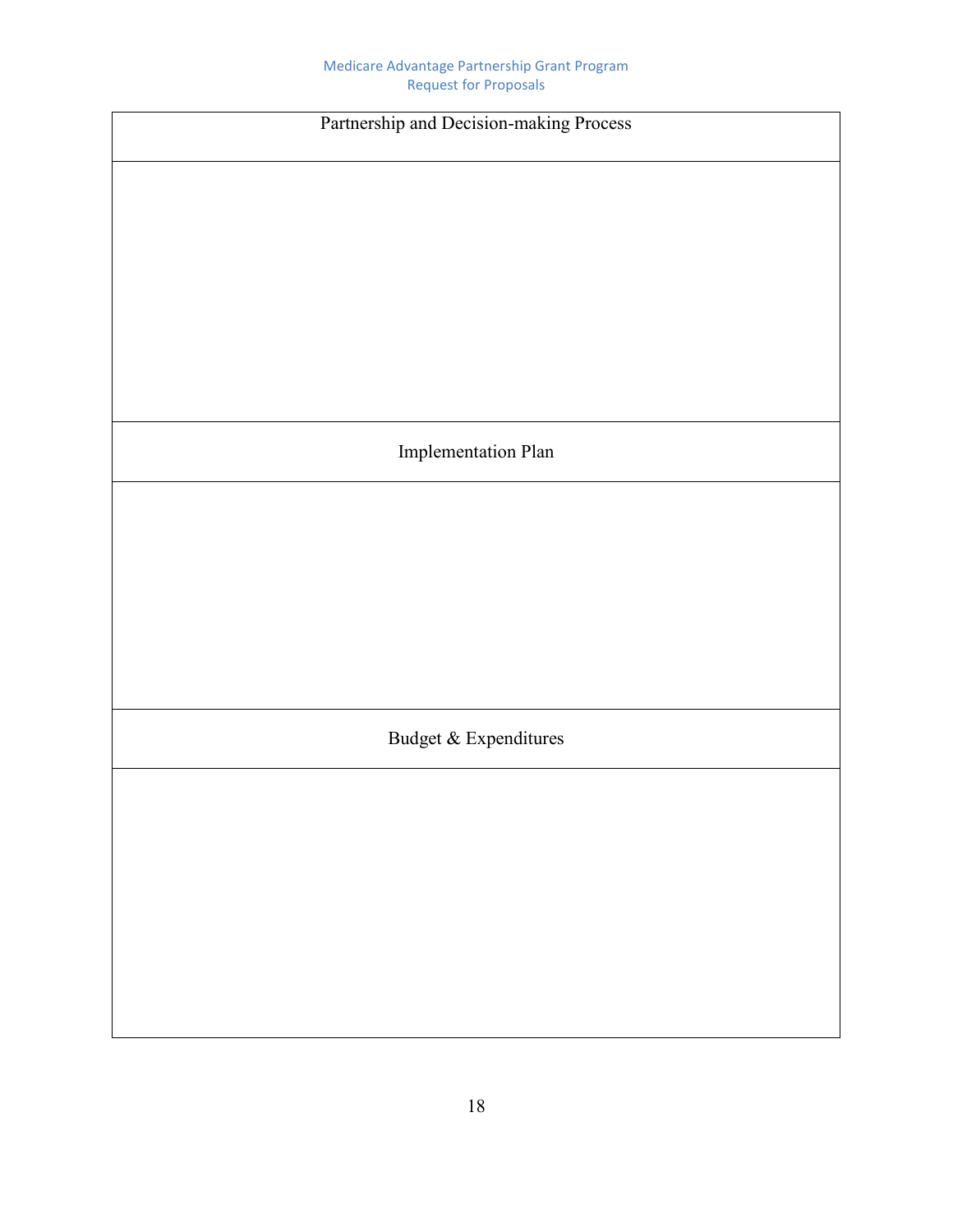| Partnership and Decision-making Process |
| --- |
| |
| Implementation Plan |
| |
| Budget & Expenditures |
| |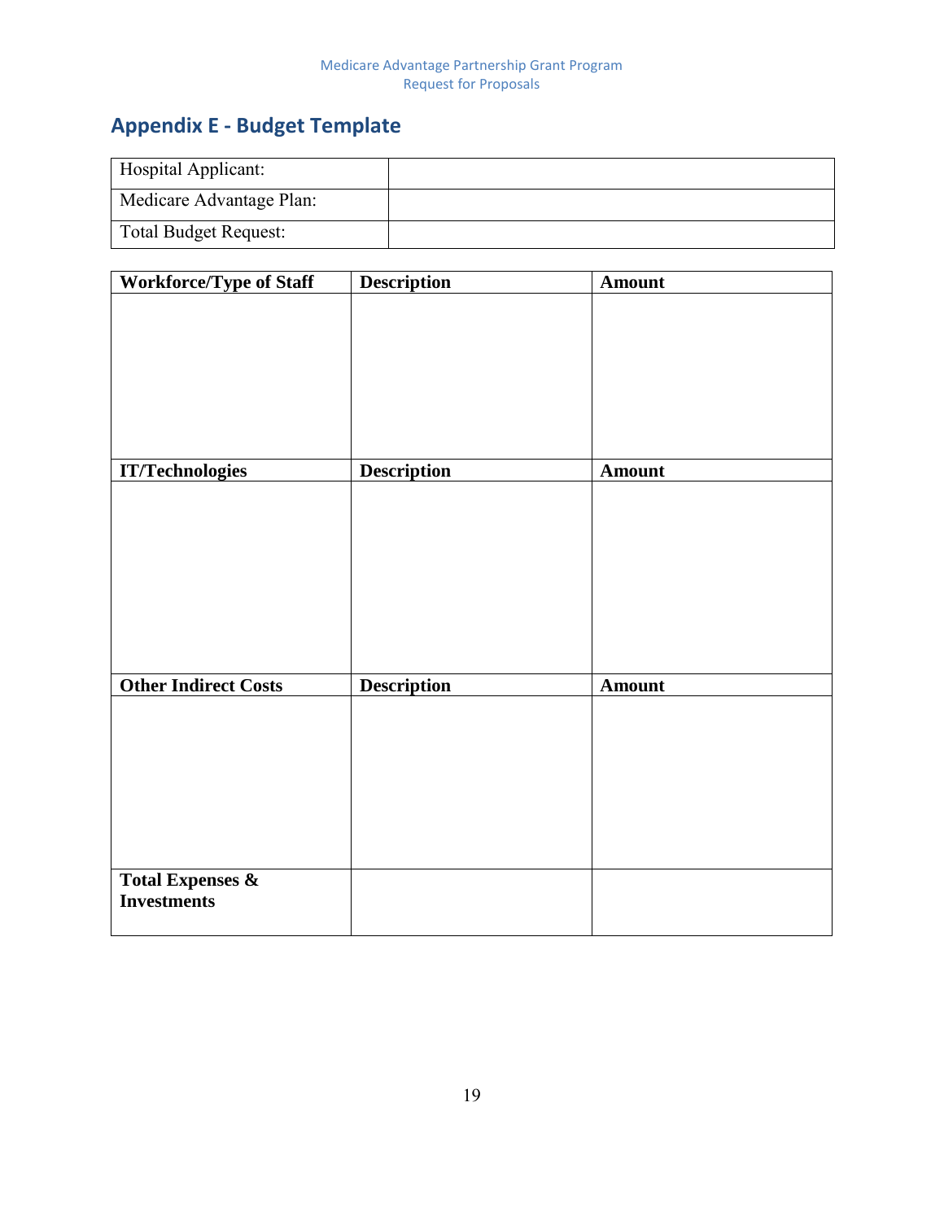## Appendix E - Budget Template

| Hospital Applicant: | |
|---|---|
| Medicare Advantage Plan: | |
| Total Budget Request: | |

| Workforce/Type of Staff | Description | Amount |
|---|---|---|
| | | |
| **IT/Technologies** | **Description** | **Amount** |
| | | |
| **Other Indirect Costs** | **Description** | **Amount** |
| | | |
| **Total Expenses & Investments** | | |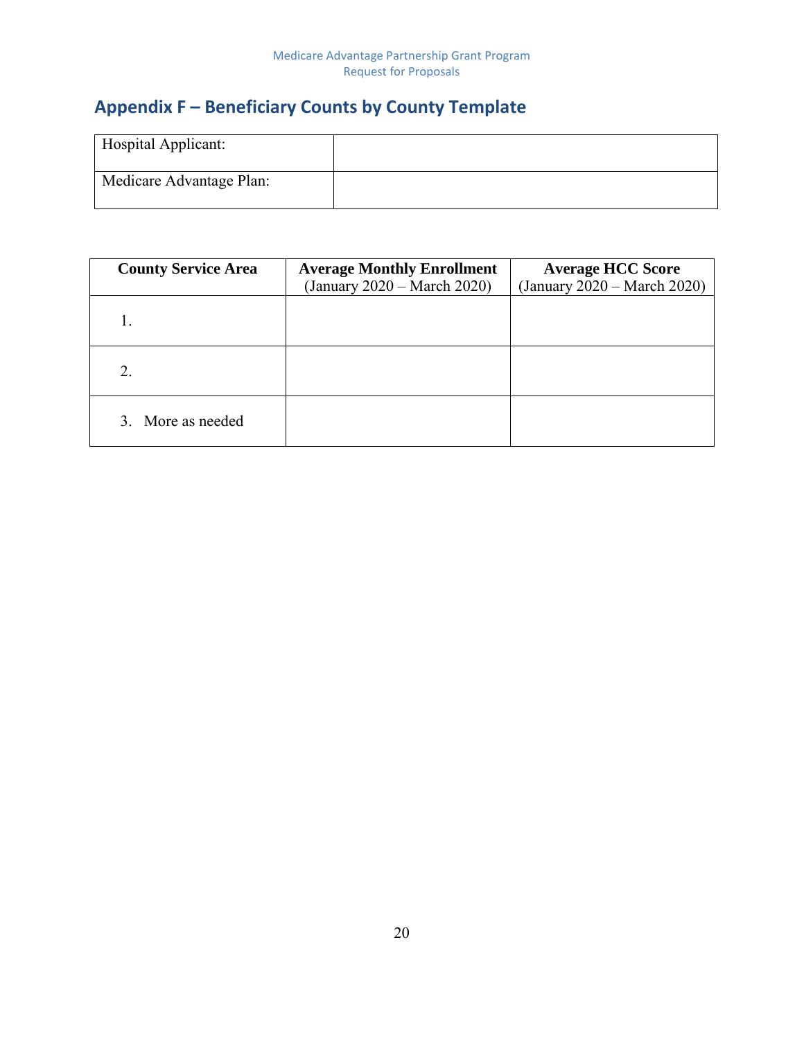## Appendix F – Beneficiary Counts by County Template

| Hospital Applicant: | |
|---|---|
| Medicare Advantage Plan: | |

| County Service Area | Average Monthly Enrollment (January 2020 – March 2020) | Average HCC Score (January 2020 – March 2020) |
|---|---|---|
| 1. | | |
| 2. | | |
| 3. More as needed | | |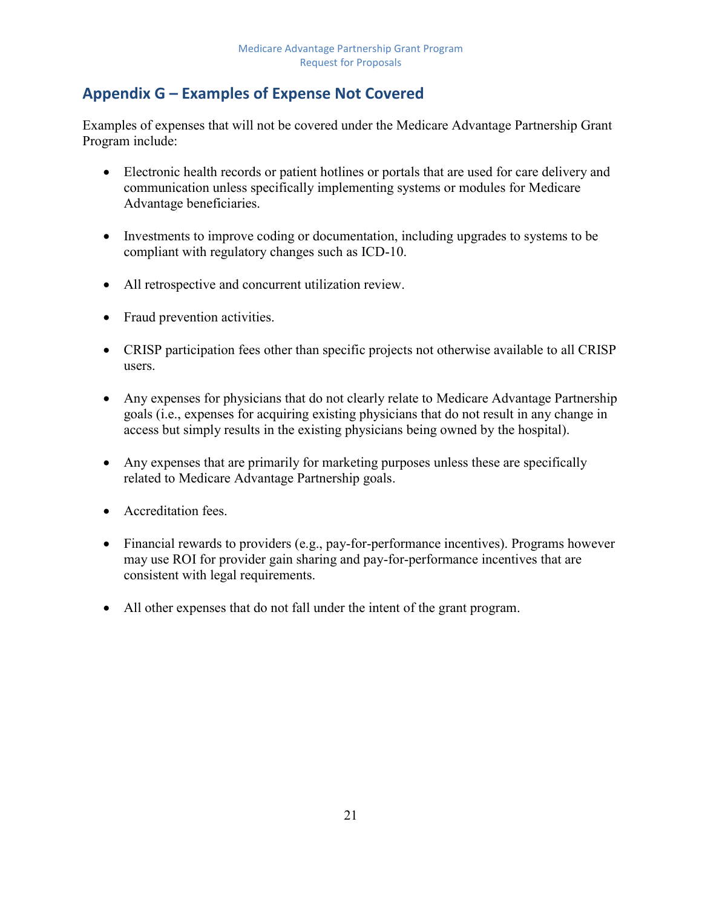## Appendix G – Examples of Expense Not Covered

Examples of expenses that will not be covered under the Medicare Advantage Partnership Grant Program include:

- Electronic health records or patient hotlines or portals that are used for care delivery and communication unless specifically implementing systems or modules for Medicare Advantage beneficiaries.
- Investments to improve coding or documentation, including upgrades to systems to be compliant with regulatory changes such as ICD-10.
- All retrospective and concurrent utilization review.
- Fraud prevention activities.
- CRISP participation fees other than specific projects not otherwise available to all CRISP users.
- Any expenses for physicians that do not clearly relate to Medicare Advantage Partnership goals (i.e., expenses for acquiring existing physicians that do not result in any change in access but simply results in the existing physicians being owned by the hospital).
- Any expenses that are primarily for marketing purposes unless these are specifically related to Medicare Advantage Partnership goals.
- Accreditation fees.
- Financial rewards to providers (e.g., pay-for-performance incentives). Programs however may use ROI for provider gain sharing and pay-for-performance incentives that are consistent with legal requirements.
- All other expenses that do not fall under the intent of the grant program.